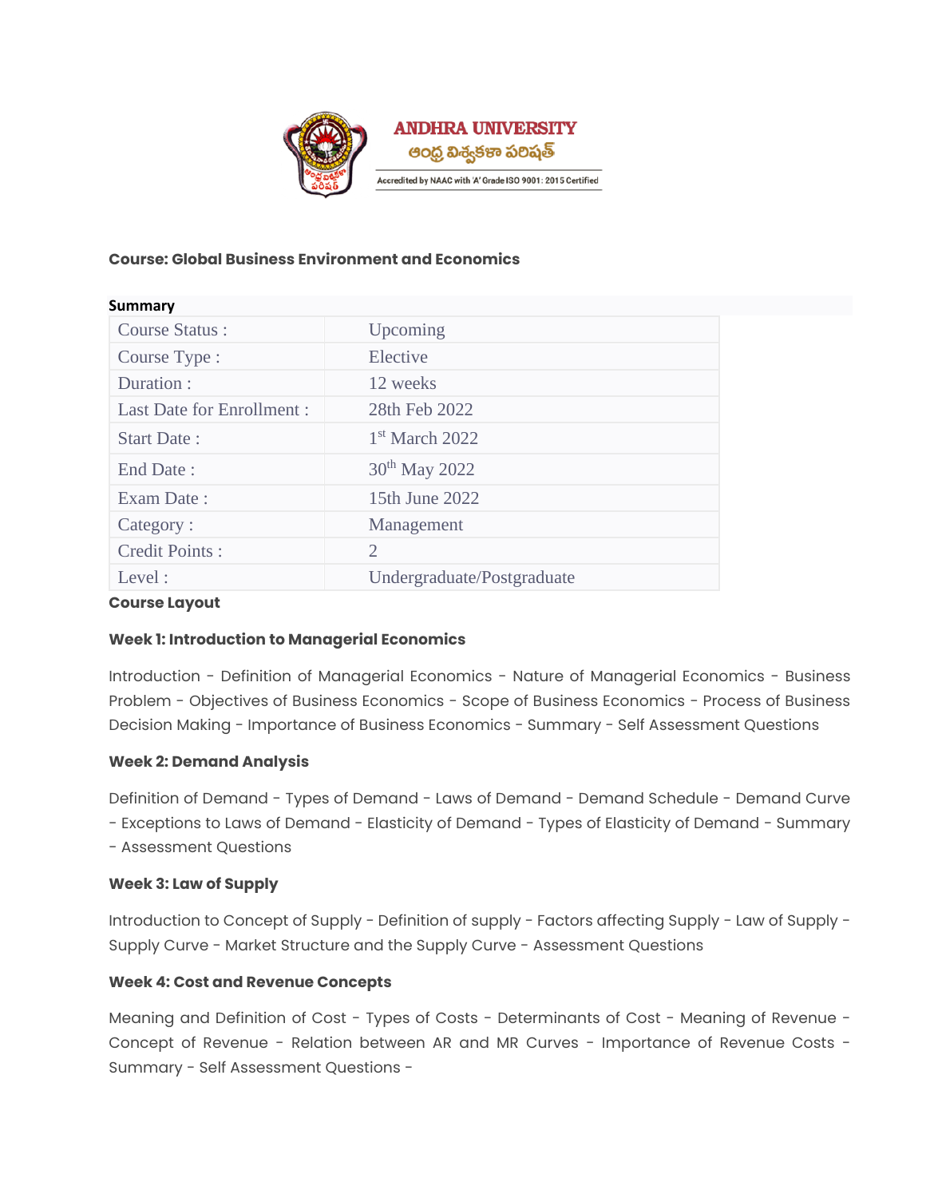**ANDHRA UNIVERSITY**

ఆంధ్ర విశ్వకళా పరిషత్

Accredited by NAAC with 'A' Grade ISO 9001: 2015 Certified

**Course: Global Business Environment and Economics**

**Summary**

| | |
|---|---|
| Course Status : | Upcoming |
| Course Type : | Elective |
| Duration : | 12 weeks |
| Last Date for Enrollment : | 28th Feb 2022 |
| Start Date : | 1st March 2022 |
| End Date : | 30th May 2022 |
| Exam Date : | 15th June 2022 |
| Category : | Management |
| Credit Points : | 2 |
| Level : | Undergraduate/Postgraduate |

**Course Layout**

**Week 1: Introduction to Managerial Economics**

Introduction - Definition of Managerial Economics - Nature of Managerial Economics - Business Problem - Objectives of Business Economics - Scope of Business Economics - Process of Business Decision Making - Importance of Business Economics - Summary - Self Assessment Questions

**Week 2: Demand Analysis**

Definition of Demand - Types of Demand - Laws of Demand - Demand Schedule - Demand Curve - Exceptions to Laws of Demand - Elasticity of Demand - Types of Elasticity of Demand - Summary - Assessment Questions

**Week 3: Law of Supply**

Introduction to Concept of Supply - Definition of supply - Factors affecting Supply - Law of Supply - Supply Curve - Market Structure and the Supply Curve - Assessment Questions

**Week 4: Cost and Revenue Concepts**

Meaning and Definition of Cost - Types of Costs - Determinants of Cost - Meaning of Revenue - Concept of Revenue - Relation between AR and MR Curves - Importance of Revenue Costs - Summary - Self Assessment Questions -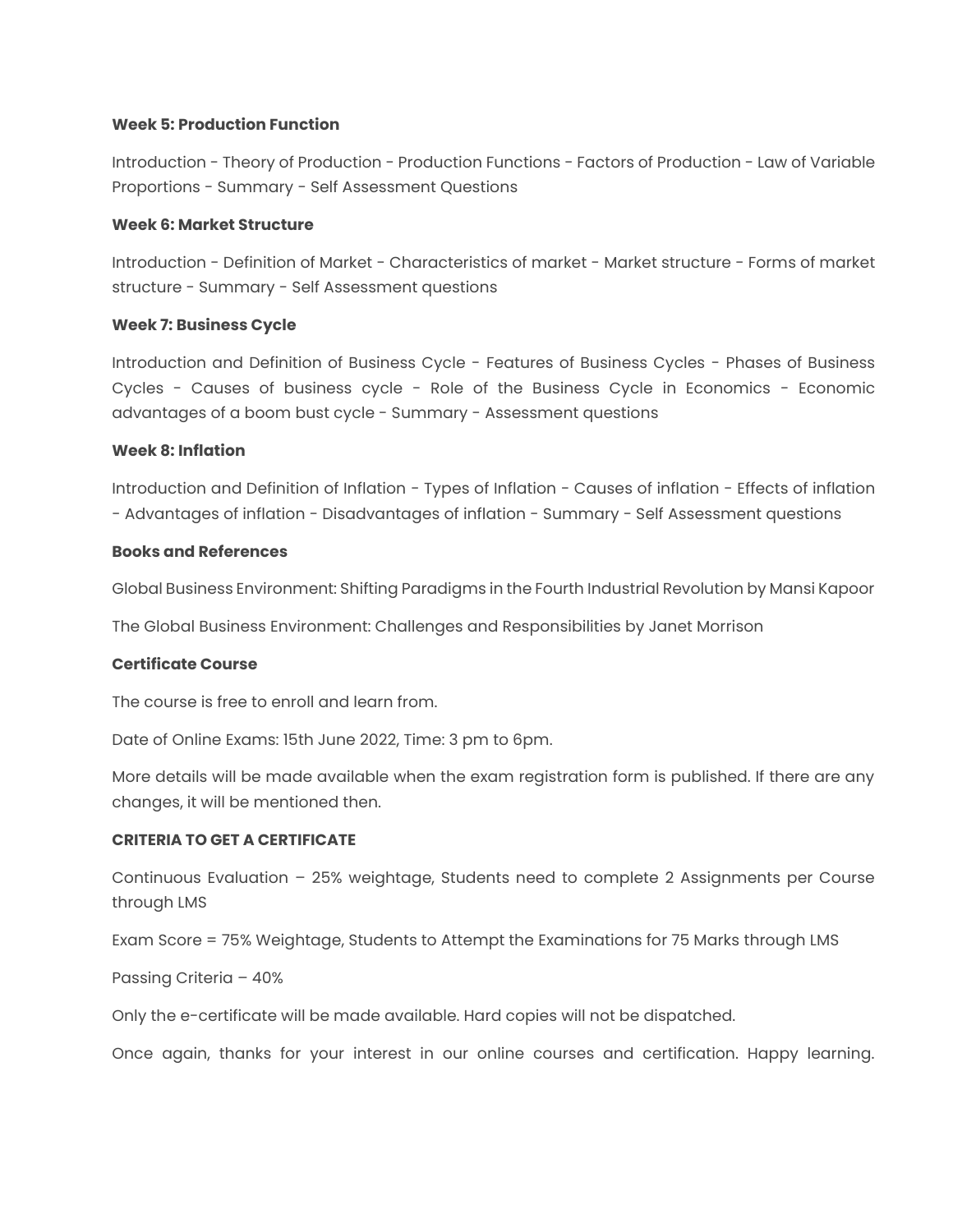**Week 5: Production Function**

Introduction - Theory of Production - Production Functions - Factors of Production - Law of Variable Proportions - Summary - Self Assessment Questions

**Week 6: Market Structure**

Introduction - Definition of Market - Characteristics of market - Market structure - Forms of market structure - Summary - Self Assessment questions

**Week 7: Business Cycle**

Introduction and Definition of Business Cycle - Features of Business Cycles - Phases of Business Cycles - Causes of business cycle - Role of the Business Cycle in Economics - Economic advantages of a boom bust cycle - Summary - Assessment questions

**Week 8: Inflation**

Introduction and Definition of Inflation - Types of Inflation - Causes of inflation - Effects of inflation - Advantages of inflation - Disadvantages of inflation - Summary - Self Assessment questions

**Books and References**

Global Business Environment: Shifting Paradigms in the Fourth Industrial Revolution by Mansi Kapoor

The Global Business Environment: Challenges and Responsibilities by Janet Morrison

**Certificate Course**

The course is free to enroll and learn from.

Date of Online Exams: 15th June 2022, Time: 3 pm to 6pm.

More details will be made available when the exam registration form is published. If there are any changes, it will be mentioned then.

**CRITERIA TO GET A CERTIFICATE**

Continuous Evaluation – 25% weightage, Students need to complete 2 Assignments per Course through LMS

Exam Score = 75% Weightage, Students to Attempt the Examinations for 75 Marks through LMS

Passing Criteria – 40%

Only the e-certificate will be made available. Hard copies will not be dispatched.

Once again, thanks for your interest in our online courses and certification. Happy learning.